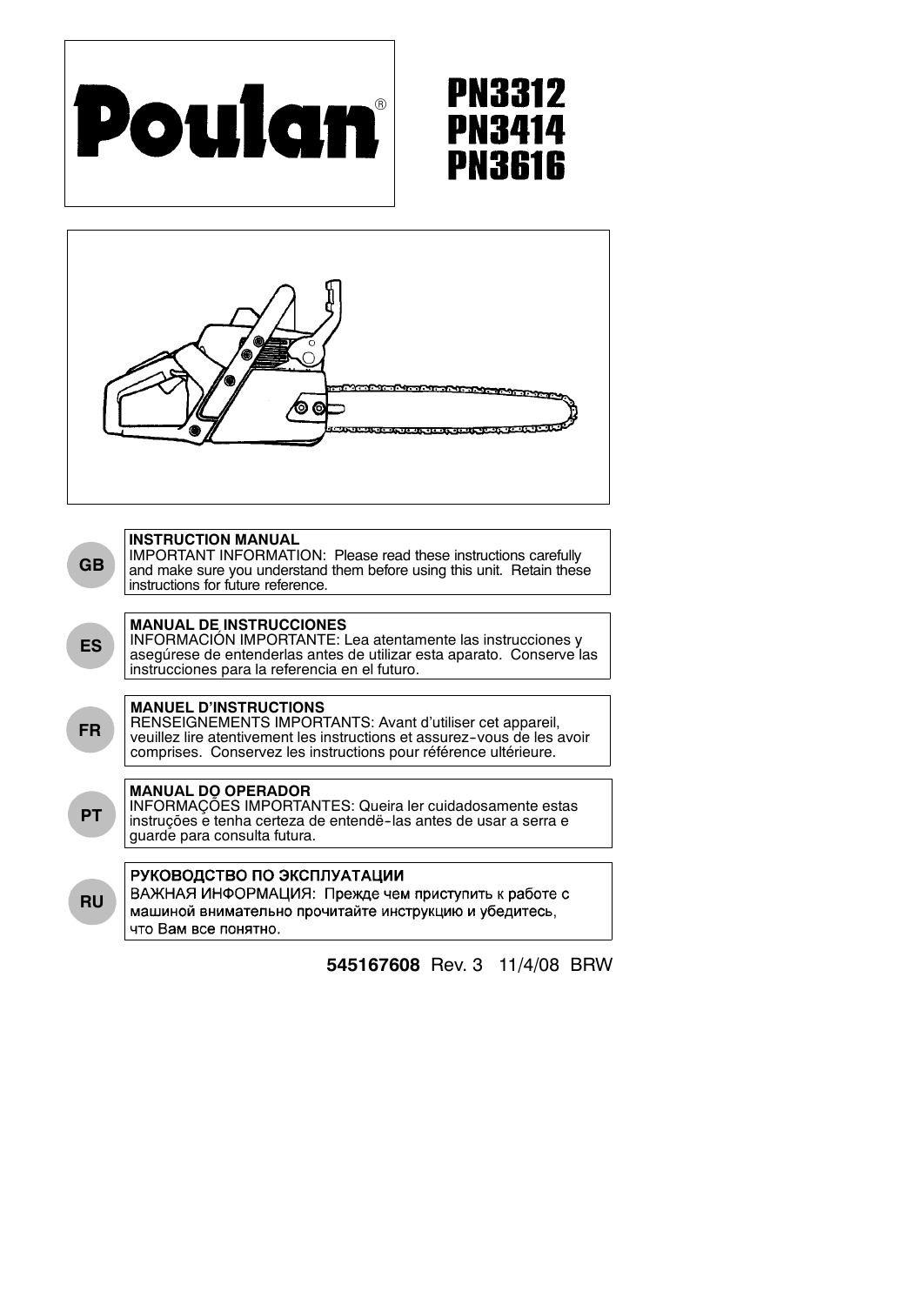# Poulan®

# PN3312
# PN3414
# PN3616

**GB**

**INSTRUCTION MANUAL**
IMPORTANT INFORMATION: Please read these instructions carefully and make sure you understand them before using this unit. Retain these instructions for future reference.

**ES**

**MANUAL DE INSTRUCCIONES**
INFORMACIÓN IMPORTANTE: Lea atentamente las instrucciones y asegúrese de entenderlas antes de utilizar esta aparato. Conserve las instrucciones para la referencia en el futuro.

**FR**

**MANUEL D'INSTRUCTIONS**
RENSEIGNEMENTS IMPORTANTS: Avant d'utiliser cet appareil, veuillez lire atentivement les instructions et assurez-vous de les avoir comprises. Conservez les instructions pour référence ultérieure.

**PT**

**MANUAL DO OPERADOR**
INFORMAÇÕES IMPORTANTES: Queira ler cuidadosamente estas instruções e tenha certeza de entendë-las antes de usar a serra e guarde para consulta futura.

**RU**

**РУКОВОДСТВО ПО ЭКСПЛУАТАЦИИ**
ВАЖНАЯ ИНФОРМАЦИЯ: Прежде чем приступить к работе с машиной внимательно прочитайте инструкцию и убедитесь, что Вам все понятно.

**545167608** Rev. 3 11/4/08 BRW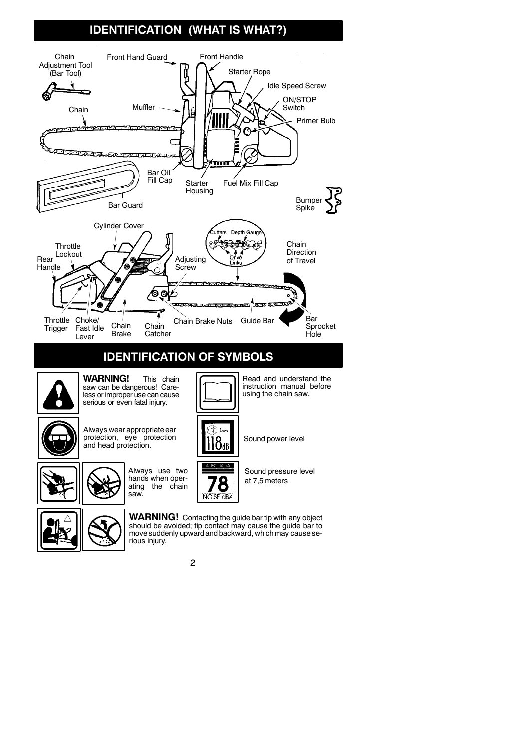# IDENTIFICATION (WHAT IS WHAT?)

Chain Adjustment Tool (Bar Tool)

Front Hand Guard

Front Handle

Starter Rope

Idle Speed Screw

ON/STOP Switch

Primer Bulb

Chain

Muffler

Bar Oil Fill Cap

Starter Housing

Fuel Mix Fill Cap

Bar Guard

Bumper Spike

Cylinder Cover

Cutters Depth Gauge

Drive Links

Throttle Lockout

Rear Handle

Adjusting Screw

Chain Direction of Travel

Throttle Trigger

Choke/ Fast Idle Lever

Chain Brake

Chain Catcher

Chain Brake Nuts

Guide Bar

Bar Sprocket Hole

# IDENTIFICATION OF SYMBOLS

**WARNING!** This chain saw can be dangerous! Careless or improper use can cause serious or even fatal injury.

Read and understand the instruction manual before using the chain saw.

Always wear appropriate ear protection, eye protection and head protection.

Sound power level

Always use two hands when operating the chain saw.

Sound pressure level at 7,5 meters

**WARNING!** Contacting the guide bar tip with any object should be avoided; tip contact may cause the guide bar to move suddenly upward and backward, which may cause serious injury.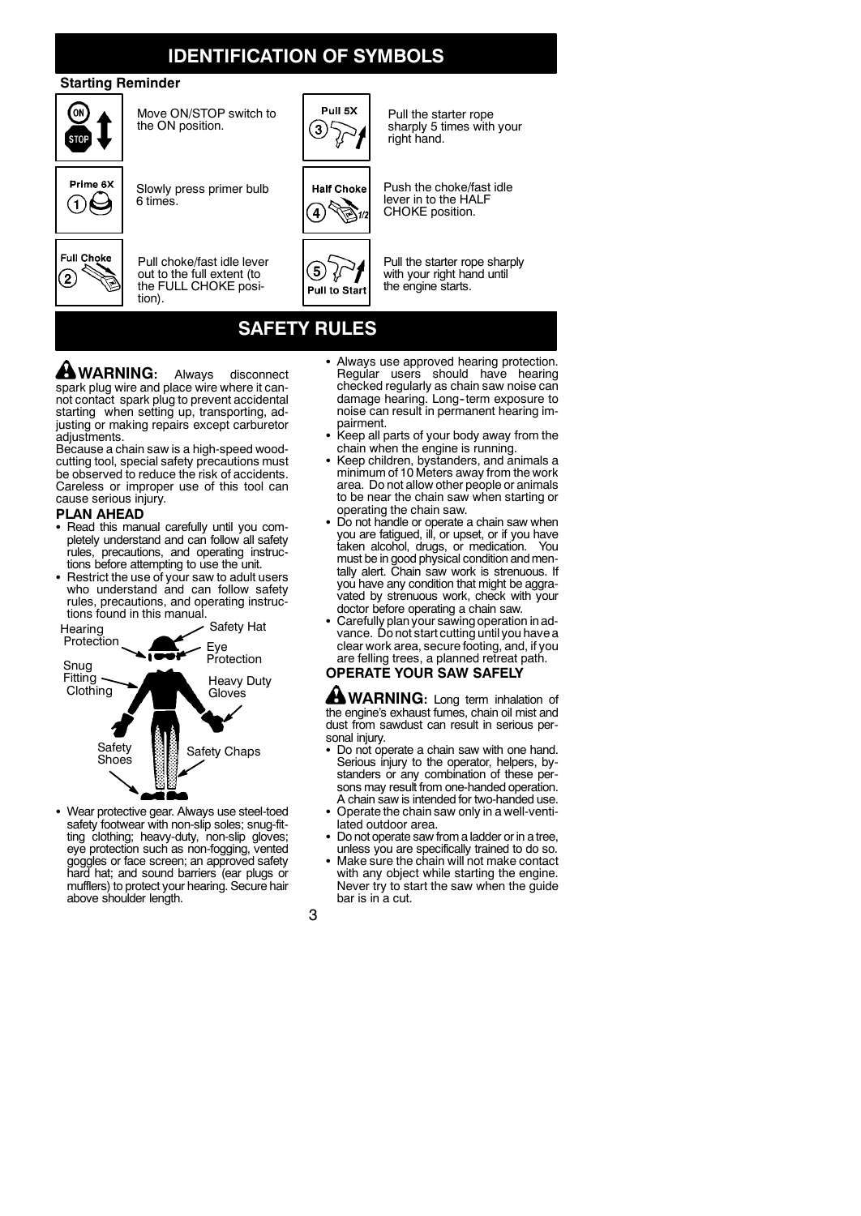# IDENTIFICATION OF SYMBOLS

**Starting Reminder**

| Symbol | Instruction |
|---|---|
| ON / STOP | Move ON/STOP switch to the ON position. |
| Prime 6X ① | Slowly press primer bulb 6 times. |
| Full Choke ② | Pull choke/fast idle lever out to the full extent (to the FULL CHOKE position). |
| Pull 5X ③ | Pull the starter rope sharply 5 times with your right hand. |
| Half Choke ④ 1/2 | Push the choke/fast idle lever in to the HALF CHOKE position. |
| ⑤ Pull to Start | Pull the starter rope sharply with your right hand until the engine starts. |

# SAFETY RULES

**WARNING:** Always disconnect spark plug wire and place wire where it cannot contact spark plug to prevent accidental starting when setting up, transporting, adjusting or making repairs except carburetor adjustments.

Because a chain saw is a high-speed wood-cutting tool, special safety precautions must be observed to reduce the risk of accidents. Careless or improper use of this tool can cause serious injury.

## PLAN AHEAD

- Read this manual carefully until you completely understand and can follow all safety rules, precautions, and operating instructions before attempting to use the unit.
- Restrict the use of your saw to adult users who understand and can follow safety rules, precautions, and operating instructions found in this manual.

Hearing Protection — Safety Hat — Eye Protection — Snug Fitting Clothing — Heavy Duty Gloves — Safety Shoes — Safety Chaps

- Wear protective gear. Always use steel-toed safety footwear with non-slip soles; snug-fitting clothing; heavy-duty, non-slip gloves; eye protection such as non-fogging, vented goggles or face screen; an approved safety hard hat; and sound barriers (ear plugs or mufflers) to protect your hearing. Secure hair above shoulder length.
- Always use approved hearing protection. Regular users should have hearing checked regularly as chain saw noise can damage hearing. Long-term exposure to noise can result in permanent hearing impairment.
- Keep all parts of your body away from the chain when the engine is running.
- Keep children, bystanders, and animals a minimum of 10 Meters away from the work area. Do not allow other people or animals to be near the chain saw when starting or operating the chain saw.
- Do not handle or operate a chain saw when you are fatigued, ill, or upset, or if you have taken alcohol, drugs, or medication. You must be in good physical condition and mentally alert. Chain saw work is strenuous. If you have any condition that might be aggravated by strenuous work, check with your doctor before operating a chain saw.
- Carefully plan your sawing operation in advance. Do not start cutting until you have a clear work area, secure footing, and, if you are felling trees, a planned retreat path.

## OPERATE YOUR SAW SAFELY

**WARNING:** Long term inhalation of the engine's exhaust fumes, chain oil mist and dust from sawdust can result in serious personal injury.

- Do not operate a chain saw with one hand. Serious injury to the operator, helpers, bystanders or any combination of these persons may result from one-handed operation. A chain saw is intended for two-handed use.
- Operate the chain saw only in a well-ventilated outdoor area.
- Do not operate saw from a ladder or in a tree, unless you are specifically trained to do so.
- Make sure the chain will not make contact with any object while starting the engine. Never try to start the saw when the guide bar is in a cut.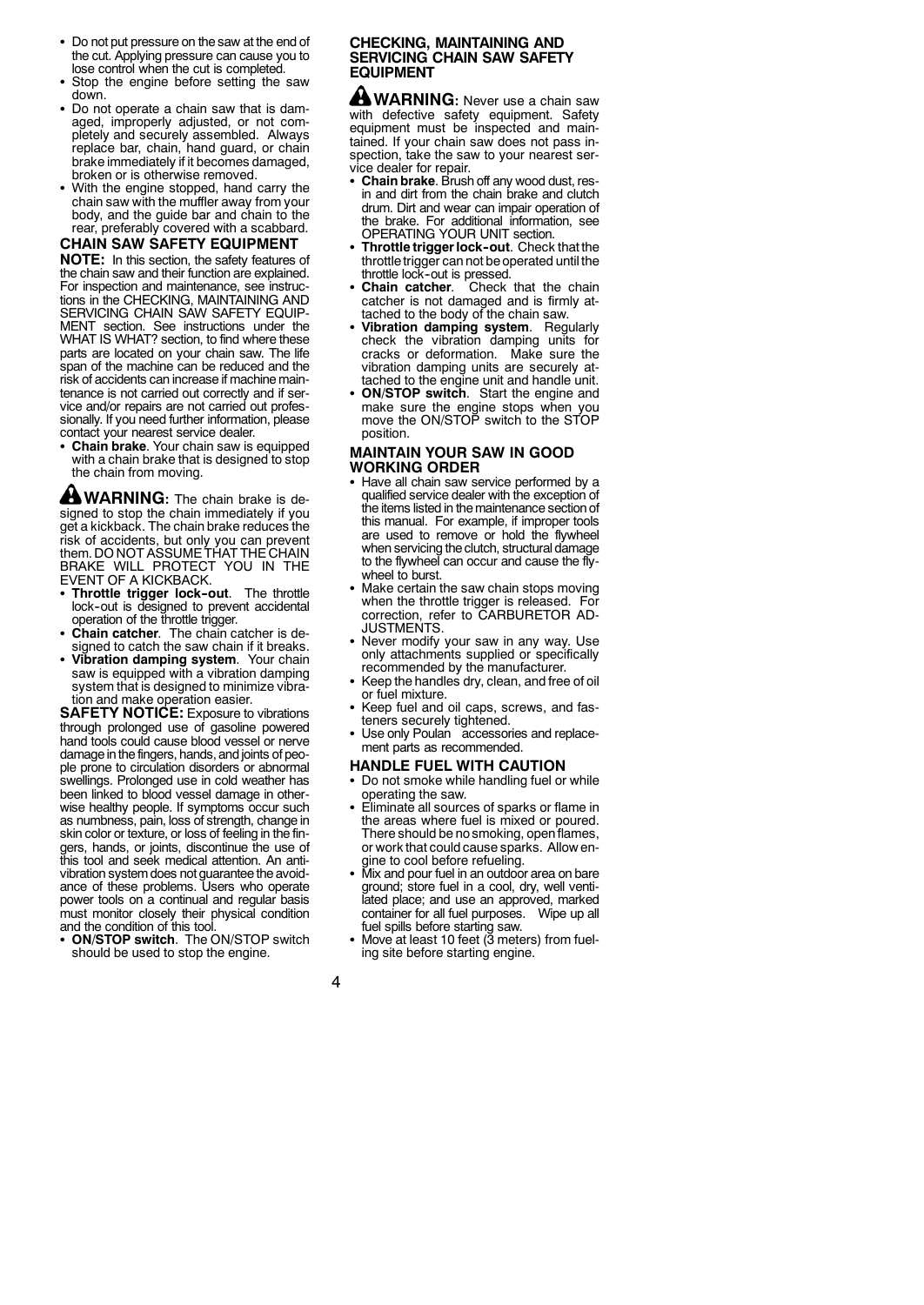- Do not put pressure on the saw at the end of the cut. Applying pressure can cause you to lose control when the cut is completed.
- Stop the engine before setting the saw down.
- Do not operate a chain saw that is damaged, improperly adjusted, or not completely and securely assembled. Always replace bar, chain, hand guard, or chain brake immediately if it becomes damaged, broken or is otherwise removed.
- With the engine stopped, hand carry the chain saw with the muffler away from your body, and the guide bar and chain to the rear, preferably covered with a scabbard.

## CHAIN SAW SAFETY EQUIPMENT

**NOTE:** In this section, the safety features of the chain saw and their function are explained. For inspection and maintenance, see instructions in the CHECKING, MAINTAINING AND SERVICING CHAIN SAW SAFETY EQUIPMENT section. See instructions under the WHAT IS WHAT? section, to find where these parts are located on your chain saw. The life span of the machine can be reduced and the risk of accidents can increase if machine maintenance is not carried out correctly and if service and/or repairs are not carried out professionally. If you need further information, please contact your nearest service dealer.

- **Chain brake**. Your chain saw is equipped with a chain brake that is designed to stop the chain from moving.

**WARNING:** The chain brake is designed to stop the chain immediately if you get a kickback. The chain brake reduces the risk of accidents, but only you can prevent them. DO NOT ASSUME THAT THE CHAIN BRAKE WILL PROTECT YOU IN THE EVENT OF A KICKBACK.

- **Throttle trigger lock-out**. The throttle lock-out is designed to prevent accidental operation of the throttle trigger.
- **Chain catcher**. The chain catcher is designed to catch the saw chain if it breaks.
- **Vibration damping system**. Your chain saw is equipped with a vibration damping system that is designed to minimize vibration and make operation easier.

**SAFETY NOTICE:** Exposure to vibrations through prolonged use of gasoline powered hand tools could cause blood vessel or nerve damage in the fingers, hands, and joints of people prone to circulation disorders or abnormal swellings. Prolonged use in cold weather has been linked to blood vessel damage in otherwise healthy people. If symptoms occur such as numbness, pain, loss of strength, change in skin color or texture, or loss of feeling in the fingers, hands, or joints, discontinue the use of this tool and seek medical attention. An anti-vibration system does not guarantee the avoidance of these problems. Users who operate power tools on a continual and regular basis must monitor closely their physical condition and the condition of this tool.

- **ON/STOP switch**. The ON/STOP switch should be used to stop the engine.

## CHECKING, MAINTAINING AND SERVICING CHAIN SAW SAFETY EQUIPMENT

**WARNING:** Never use a chain saw with defective safety equipment. Safety equipment must be inspected and maintained. If your chain saw does not pass inspection, take the saw to your nearest service dealer for repair.

- **Chain brake**. Brush off any wood dust, resin and dirt from the chain brake and clutch drum. Dirt and wear can impair operation of the brake. For additional information, see OPERATING YOUR UNIT section.
- **Throttle trigger lock-out**. Check that the throttle trigger can not be operated until the throttle lock-out is pressed.
- **Chain catcher**. Check that the chain catcher is not damaged and is firmly attached to the body of the chain saw.
- **Vibration damping system**. Regularly check the vibration damping units for cracks or deformation. Make sure the vibration damping units are securely attached to the engine unit and handle unit.
- **ON/STOP switch**. Start the engine and make sure the engine stops when you move the ON/STOP switch to the STOP position.

## MAINTAIN YOUR SAW IN GOOD WORKING ORDER

- Have all chain saw service performed by a qualified service dealer with the exception of the items listed in the maintenance section of this manual. For example, if improper tools are used to remove or hold the flywheel when servicing the clutch, structural damage to the flywheel can occur and cause the flywheel to burst.
- Make certain the saw chain stops moving when the throttle trigger is released. For correction, refer to CARBURETOR ADJUSTMENTS.
- Never modify your saw in any way. Use only attachments supplied or specifically recommended by the manufacturer.
- Keep the handles dry, clean, and free of oil or fuel mixture.
- Keep fuel and oil caps, screws, and fasteners securely tightened.
- Use only Poulan accessories and replacement parts as recommended.

## HANDLE FUEL WITH CAUTION

- Do not smoke while handling fuel or while operating the saw.
- Eliminate all sources of sparks or flame in the areas where fuel is mixed or poured. There should be no smoking, open flames, or work that could cause sparks. Allow engine to cool before refueling.
- Mix and pour fuel in an outdoor area on bare ground; store fuel in a cool, dry, well ventilated place; and use an approved, marked container for all fuel purposes. Wipe up all fuel spills before starting saw.
- Move at least 10 feet (3 meters) from fueling site before starting engine.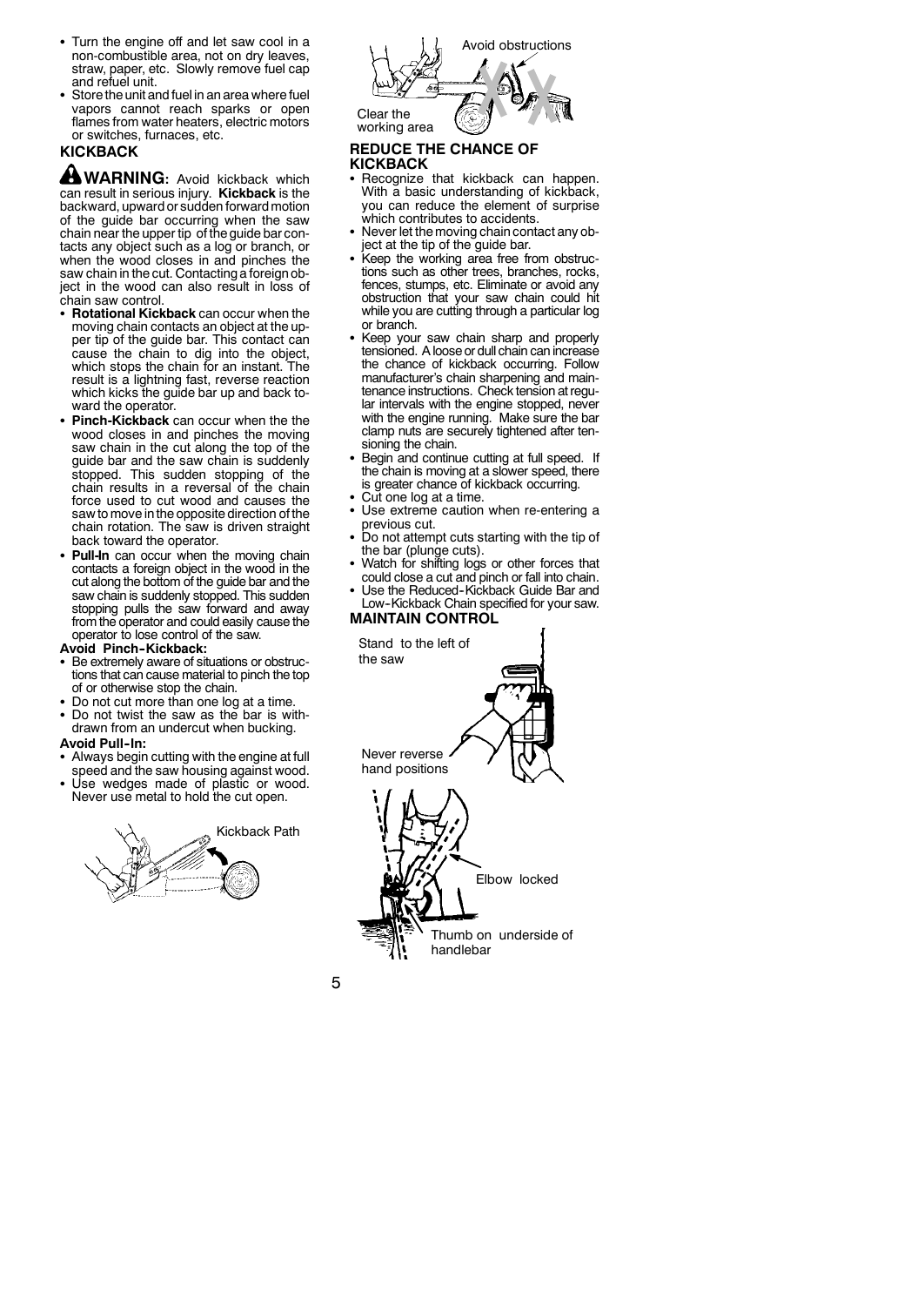- Turn the engine off and let saw cool in a non-combustible area, not on dry leaves, straw, paper, etc. Slowly remove fuel cap and refuel unit.
- Store the unit and fuel in an area where fuel vapors cannot reach sparks or open flames from water heaters, electric motors or switches, furnaces, etc.

## KICKBACK

**WARNING:** Avoid kickback which can result in serious injury. **Kickback** is the backward, upward or sudden forward motion of the guide bar occurring when the saw chain near the upper tip of the guide bar contacts any object such as a log or branch, or when the wood closes in and pinches the saw chain in the cut. Contacting a foreign object in the wood can also result in loss of chain saw control.

- **Rotational Kickback** can occur when the moving chain contacts an object at the upper tip of the guide bar. This contact can cause the chain to dig into the object, which stops the chain for an instant. The result is a lightning fast, reverse reaction which kicks the guide bar up and back toward the operator.
- **Pinch-Kickback** can occur when the the wood closes in and pinches the moving saw chain in the cut along the top of the guide bar and the saw chain is suddenly stopped. This sudden stopping of the chain results in a reversal of the chain force used to cut wood and causes the saw to move in the opposite direction of the chain rotation. The saw is driven straight back toward the operator.
- **Pull-In** can occur when the moving chain contacts a foreign object in the wood in the cut along the bottom of the guide bar and the saw chain is suddenly stopped. This sudden stopping pulls the saw forward and away from the operator and could easily cause the operator to lose control of the saw.

**Avoid Pinch-Kickback:**

- Be extremely aware of situations or obstructions that can cause material to pinch the top of or otherwise stop the chain.
- Do not cut more than one log at a time.
- Do not twist the saw as the bar is withdrawn from an undercut when bucking.

**Avoid Pull-In:**

- Always begin cutting with the engine at full speed and the saw housing against wood.
- Use wedges made of plastic or wood. Never use metal to hold the cut open.

Kickback Path

Avoid obstructions

Clear the working area

## REDUCE THE CHANCE OF KICKBACK

- Recognize that kickback can happen. With a basic understanding of kickback, you can reduce the element of surprise which contributes to accidents.
- Never let the moving chain contact any object at the tip of the guide bar.
- Keep the working area free from obstructions such as other trees, branches, rocks, fences, stumps, etc. Eliminate or avoid any obstruction that your saw chain could hit while you are cutting through a particular log or branch.
- Keep your saw chain sharp and properly tensioned. A loose or dull chain can increase the chance of kickback occurring. Follow manufacturer's chain sharpening and maintenance instructions. Check tension at regular intervals with the engine stopped, never with the engine running. Make sure the bar clamp nuts are securely tightened after tensioning the chain.
- Begin and continue cutting at full speed. If the chain is moving at a slower speed, there is greater chance of kickback occurring.
- Cut one log at a time.
- Use extreme caution when re-entering a previous cut.
- Do not attempt cuts starting with the tip of the bar (plunge cuts).
- Watch for shifting logs or other forces that could close a cut and pinch or fall into chain.
- Use the Reduced-Kickback Guide Bar and Low-Kickback Chain specified for your saw.

## MAINTAIN CONTROL

Stand to the left of the saw

Never reverse hand positions

Elbow locked

Thumb on underside of handlebar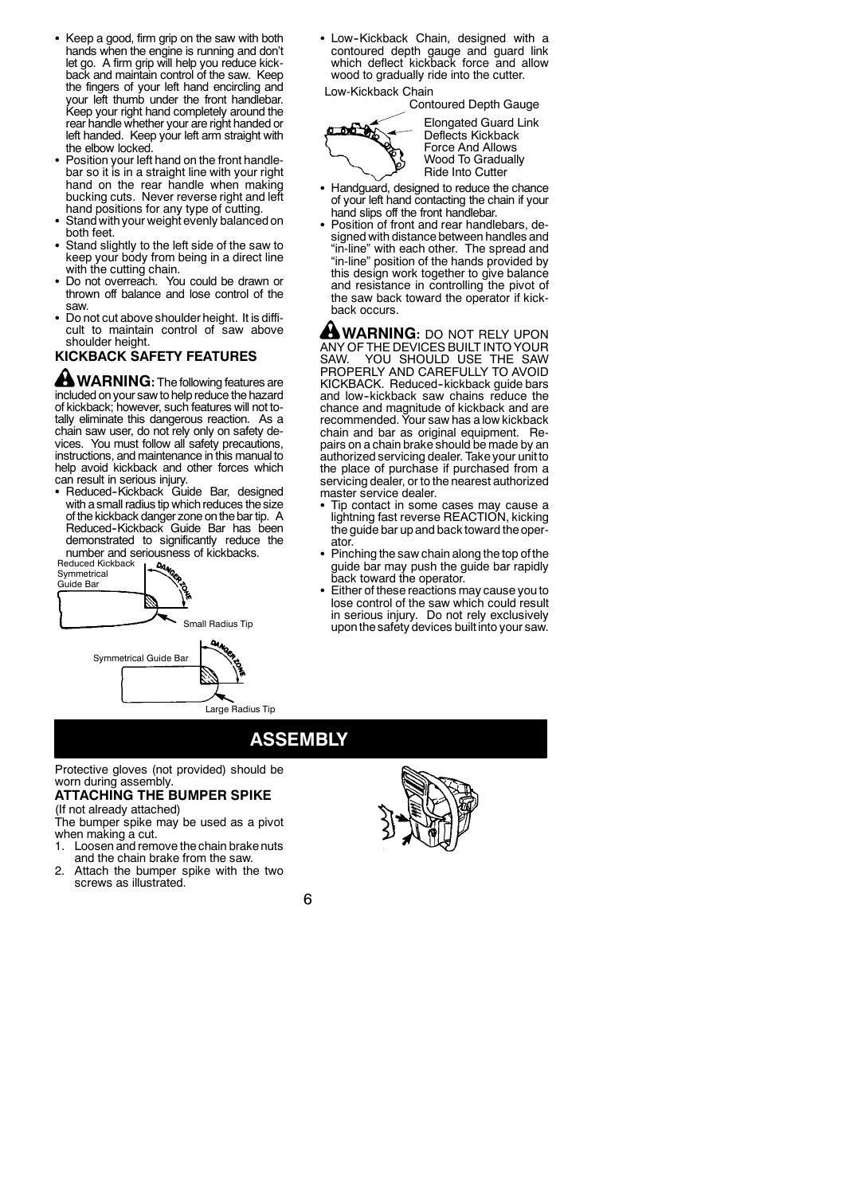- Keep a good, firm grip on the saw with both hands when the engine is running and don't let go. A firm grip will help you reduce kickback and maintain control of the saw. Keep the fingers of your left hand encircling and your left thumb under the front handlebar. Keep your right hand completely around the rear handle whether your are right handed or left handed. Keep your left arm straight with the elbow locked.
- Position your left hand on the front handlebar so it is in a straight line with your right hand on the rear handle when making bucking cuts. Never reverse right and left hand positions for any type of cutting.
- Stand with your weight evenly balanced on both feet.
- Stand slightly to the left side of the saw to keep your body from being in a direct line with the cutting chain.
- Do not overreach. You could be drawn or thrown off balance and lose control of the saw.
- Do not cut above shoulder height. It is difficult to maintain control of saw above shoulder height.

### KICKBACK SAFETY FEATURES

**WARNING:** The following features are included on your saw to help reduce the hazard of kickback; however, such features will not totally eliminate this dangerous reaction. As a chain saw user, do not rely only on safety devices. You must follow all safety precautions, instructions, and maintenance in this manual to help avoid kickback and other forces which can result in serious injury.

- Reduced-Kickback Guide Bar, designed with a small radius tip which reduces the size of the kickback danger zone on the bar tip. A Reduced-Kickback Guide Bar has been demonstrated to significantly reduce the number and seriousness of kickbacks.

Reduced Kickback Symmetrical Guide Bar — DANGER ZONE — Small Radius Tip

Symmetrical Guide Bar — DANGER ZONE — Large Radius Tip

- Low-Kickback Chain, designed with a contoured depth gauge and guard link which deflect kickback force and allow wood to gradually ride into the cutter.

Low-Kickback Chain — Contoured Depth Gauge — Elongated Guard Link Deflects Kickback Force And Allows Wood To Gradually Ride Into Cutter

- Handguard, designed to reduce the chance of your left hand contacting the chain if your hand slips off the front handlebar.
- Position of front and rear handlebars, designed with distance between handles and "in-line" with each other. The spread and "in-line" position of the hands provided by this design work together to give balance and resistance in controlling the pivot of the saw back toward the operator if kickback occurs.

**WARNING:** DO NOT RELY UPON ANY OF THE DEVICES BUILT INTO YOUR SAW. YOU SHOULD USE THE SAW PROPERLY AND CAREFULLY TO AVOID KICKBACK. Reduced-kickback guide bars and low-kickback saw chains reduce the chance and magnitude of kickback and are recommended. Your saw has a low kickback chain and bar as original equipment. Repairs on a chain brake should be made by an authorized servicing dealer. Take your unit to the place of purchase if purchased from a servicing dealer, or to the nearest authorized master service dealer.

- Tip contact in some cases may cause a lightning fast reverse REACTION, kicking the guide bar up and back toward the operator.
- Pinching the saw chain along the top of the guide bar may push the guide bar rapidly back toward the operator.
- Either of these reactions may cause you to lose control of the saw which could result in serious injury. Do not rely exclusively upon the safety devices built into your saw.

## ASSEMBLY

Protective gloves (not provided) should be worn during assembly.

### ATTACHING THE BUMPER SPIKE

(If not already attached)

The bumper spike may be used as a pivot when making a cut.

1. Loosen and remove the chain brake nuts and the chain brake from the saw.
2. Attach the bumper spike with the two screws as illustrated.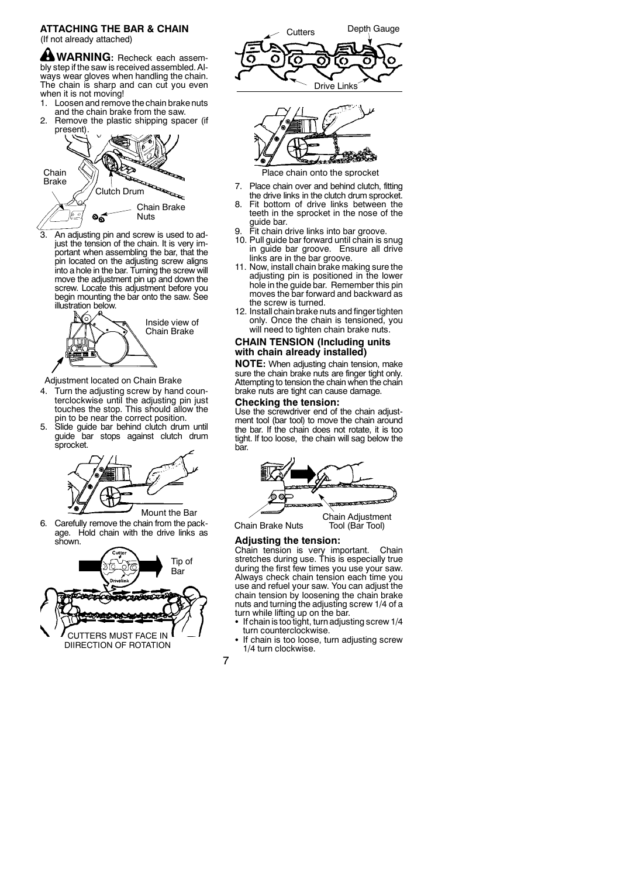## ATTACHING THE BAR & CHAIN

(If not already attached)

**WARNING:** Recheck each assembly step if the saw is received assembled. Always wear gloves when handling the chain. The chain is sharp and can cut you even when it is not moving!

1. Loosen and remove the chain brake nuts and the chain brake from the saw.
2. Remove the plastic shipping spacer (if present).

Chain Brake — Clutch Drum — Chain Brake Nuts

3. An adjusting pin and screw is used to adjust the tension of the chain. It is very important when assembling the bar, that the pin located on the adjusting screw aligns into a hole in the bar. Turning the screw will move the adjustment pin up and down the screw. Locate this adjustment before you begin mounting the bar onto the saw. See illustration below.

Inside view of Chain Brake

Adjustment located on Chain Brake

4. Turn the adjusting screw by hand counterclockwise until the adjusting pin just touches the stop. This should allow the pin to be near the correct position.
5. Slide guide bar behind clutch drum until guide bar stops against clutch drum sprocket.

Mount the Bar

6. Carefully remove the chain from the package. Hold chain with the drive links as shown.

Cutter — Drivelink — Tip of Bar

CUTTERS MUST FACE IN DIIRECTION OF ROTATION

Cutters — Depth Gauge — Drive Links

Place chain onto the sprocket

7. Place chain over and behind clutch, fitting the drive links in the clutch drum sprocket.
8. Fit bottom of drive links between the teeth in the sprocket in the nose of the guide bar.
9. Fit chain drive links into bar groove.
10. Pull guide bar forward until chain is snug in guide bar groove. Ensure all drive links are in the bar groove.
11. Now, install chain brake making sure the adjusting pin is positioned in the lower hole in the guide bar. Remember this pin moves the bar forward and backward as the screw is turned.
12. Install chain brake nuts and finger tighten only. Once the chain is tensioned, you will need to tighten chain brake nuts.

### CHAIN TENSION (Including units with chain already installed)

**NOTE:** When adjusting chain tension, make sure the chain brake nuts are finger tight only. Attempting to tension the chain when the chain brake nuts are tight can cause damage.

#### Checking the tension:

Use the screwdriver end of the chain adjustment tool (bar tool) to move the chain around the bar. If the chain does not rotate, it is too tight. If too loose, the chain will sag below the bar.

Chain Brake Nuts — Chain Adjustment Tool (Bar Tool)

#### Adjusting the tension:

Chain tension is very important. Chain stretches during use. This is especially true during the first few times you use your saw. Always check chain tension each time you use and refuel your saw. You can adjust the chain tension by loosening the chain brake nuts and turning the adjusting screw 1/4 of a turn while lifting up on the bar.

- If chain is too tight, turn adjusting screw 1/4 turn counterclockwise.
- If chain is too loose, turn adjusting screw 1/4 turn clockwise.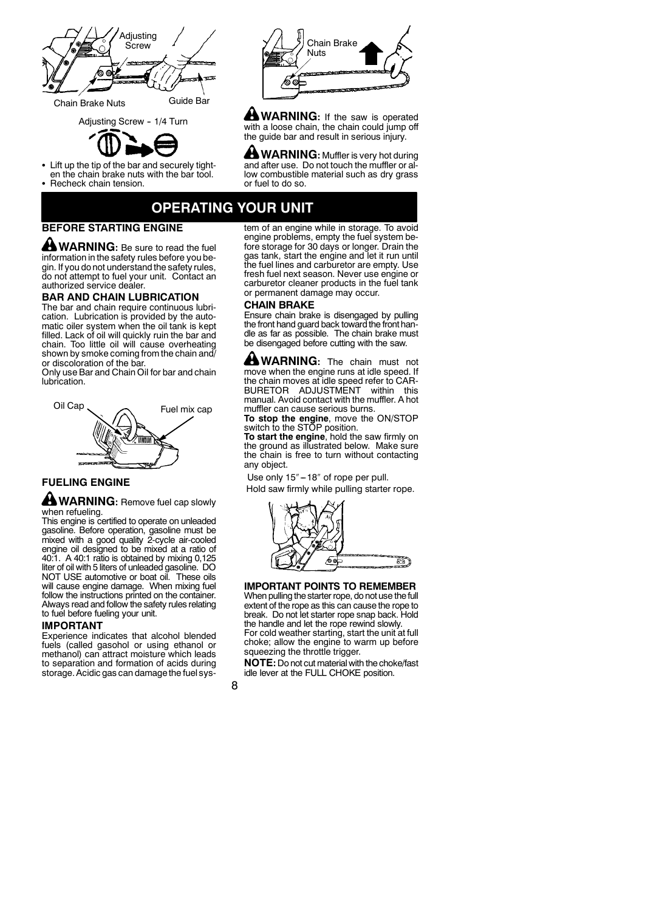Adjusting Screw

Chain Brake Nuts

Guide Bar

Adjusting Screw - 1/4 Turn

- Lift up the tip of the bar and securely tighten the chain brake nuts with the bar tool.
- Recheck chain tension.

Chain Brake Nuts

**WARNING:** If the saw is operated with a loose chain, the chain could jump off the guide bar and result in serious injury.

**WARNING:** Muffler is very hot during and after use. Do not touch the muffler or allow combustible material such as dry grass or fuel to do so.

# OPERATING YOUR UNIT

### BEFORE STARTING ENGINE

**WARNING:** Be sure to read the fuel information in the safety rules before you begin. If you do not understand the safety rules, do not attempt to fuel your unit. Contact an authorized service dealer.

### BAR AND CHAIN LUBRICATION

The bar and chain require continuous lubrication. Lubrication is provided by the automatic oiler system when the oil tank is kept filled. Lack of oil will quickly ruin the bar and chain. Too little oil will cause overheating shown by smoke coming from the chain and/or discoloration of the bar.

Only use Bar and Chain Oil for bar and chain lubrication.

Oil Cap

Fuel mix cap

### FUELING ENGINE

**WARNING:** Remove fuel cap slowly when refueling.

This engine is certified to operate on unleaded gasoline. Before operation, gasoline must be mixed with a good quality 2-cycle air-cooled engine oil designed to be mixed at a ratio of 40:1. A 40:1 ratio is obtained by mixing 0,125 liter of oil with 5 liters of unleaded gasoline. DO NOT USE automotive or boat oil. These oils will cause engine damage. When mixing fuel follow the instructions printed on the container. Always read and follow the safety rules relating to fuel before fueling your unit.

### IMPORTANT

Experience indicates that alcohol blended fuels (called gasohol or using ethanol or methanol) can attract moisture which leads to separation and formation of acids during storage. Acidic gas can damage the fuel system of an engine while in storage. To avoid engine problems, empty the fuel system before storage for 30 days or longer. Drain the gas tank, start the engine and let it run until the fuel lines and carburetor are empty. Use fresh fuel next season. Never use engine or carburetor cleaner products in the fuel tank or permanent damage may occur.

### CHAIN BRAKE

Ensure chain brake is disengaged by pulling the front hand guard back toward the front handle as far as possible. The chain brake must be disengaged before cutting with the saw.

**WARNING:** The chain must not move when the engine runs at idle speed. If the chain moves at idle speed refer to CARBURETOR ADJUSTMENT within this manual. Avoid contact with the muffler. A hot muffler can cause serious burns.

**To stop the engine**, move the ON/STOP switch to the STOP position.

**To start the engine**, hold the saw firmly on the ground as illustrated below. Make sure the chain is free to turn without contacting any object.

Use only 15″ – 18″ of rope per pull.

Hold saw firmly while pulling starter rope.

### IMPORTANT POINTS TO REMEMBER

When pulling the starter rope, do not use the full extent of the rope as this can cause the rope to break. Do not let starter rope snap back. Hold the handle and let the rope rewind slowly.

For cold weather starting, start the unit at full choke; allow the engine to warm up before squeezing the throttle trigger.

**NOTE:** Do not cut material with the choke/fast idle lever at the FULL CHOKE position.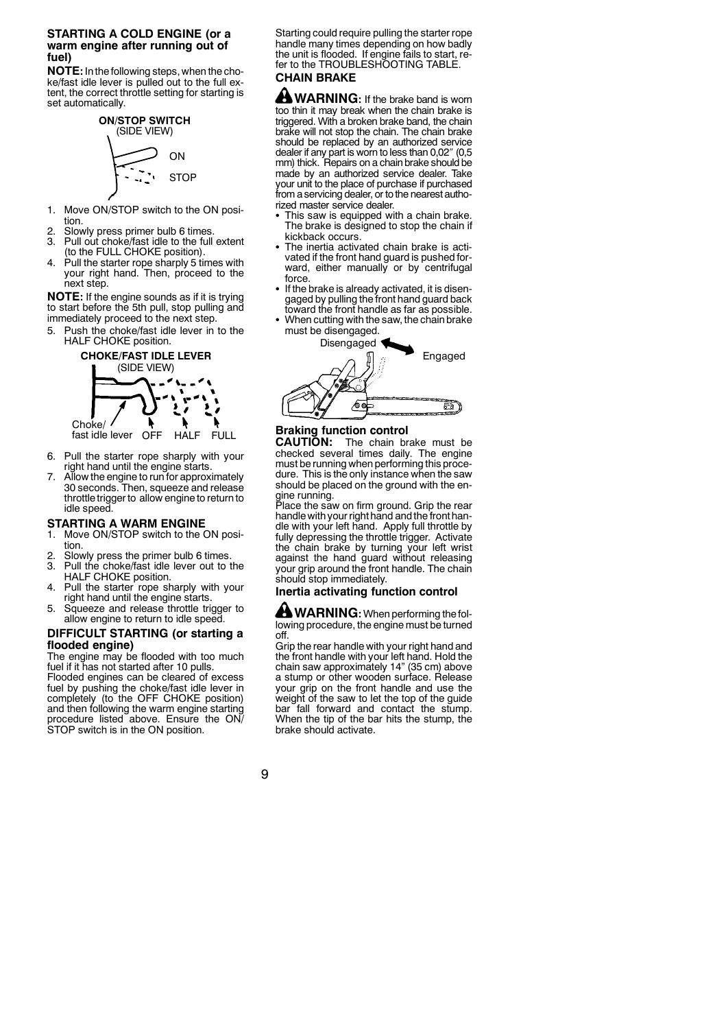### STARTING A COLD ENGINE (or a warm engine after running out of fuel)

**NOTE:** In the following steps, when the choke/fast idle lever is pulled out to the full extent, the correct throttle setting for starting is set automatically.

**ON/STOP SWITCH**
(SIDE VIEW)

ON
STOP

1. Move ON/STOP switch to the ON position.
2. Slowly press primer bulb 6 times.
3. Pull out choke/fast idle to the full extent (to the FULL CHOKE position).
4. Pull the starter rope sharply 5 times with your right hand. Then, proceed to the next step.

**NOTE:** If the engine sounds as if it is trying to start before the 5th pull, stop pulling and immediately proceed to the next step.

5. Push the choke/fast idle lever in to the HALF CHOKE position.

**CHOKE/FAST IDLE LEVER**
(SIDE VIEW)

Choke/ fast idle lever OFF HALF FULL

6. Pull the starter rope sharply with your right hand until the engine starts.
7. Allow the engine to run for approximately 30 seconds. Then, squeeze and release throttle trigger to allow engine to return to idle speed.

### STARTING A WARM ENGINE

1. Move ON/STOP switch to the ON position.
2. Slowly press the primer bulb 6 times.
3. Pull the choke/fast idle lever out to the HALF CHOKE position.
4. Pull the starter rope sharply with your right hand until the engine starts.
5. Squeeze and release throttle trigger to allow engine to return to idle speed.

### DIFFICULT STARTING (or starting a flooded engine)

The engine may be flooded with too much fuel if it has not started after 10 pulls.

Flooded engines can be cleared of excess fuel by pushing the choke/fast idle lever in completely (to the OFF CHOKE position) and then following the warm engine starting procedure listed above. Ensure the ON/STOP switch is in the ON position.

Starting could require pulling the starter rope handle many times depending on how badly the unit is flooded. If engine fails to start, refer to the TROUBLESHOOTING TABLE.

### CHAIN BRAKE

**WARNING:** If the brake band is worn too thin it may break when the chain brake is triggered. With a broken brake band, the chain brake will not stop the chain. The chain brake should be replaced by an authorized service dealer if any part is worn to less than 0,02" (0,5 mm) thick. Repairs on a chain brake should be made by an authorized service dealer. Take your unit to the place of purchase if purchased from a servicing dealer, or to the nearest authorized master service dealer.

- This saw is equipped with a chain brake. The brake is designed to stop the chain if kickback occurs.
- The inertia activated chain brake is activated if the front hand guard is pushed forward, either manually or by centrifugal force.
- If the brake is already activated, it is disengaged by pulling the front hand guard back toward the front handle as far as possible.
- When cutting with the saw, the chain brake must be disengaged.

Disengaged Engaged

#### Braking function control

**CAUTION:** The chain brake must be checked several times daily. The engine must be running when performing this procedure. This is the only instance when the saw should be placed on the ground with the engine running.

Place the saw on firm ground. Grip the rear handle with your right hand and the front handle with your left hand. Apply full throttle by fully depressing the throttle trigger. Activate the chain brake by turning your left wrist against the hand guard without releasing your grip around the front handle. The chain should stop immediately.

#### Inertia activating function control

**WARNING:** When performing the following procedure, the engine must be turned off.

Grip the rear handle with your right hand and the front handle with your left hand. Hold the chain saw approximately 14" (35 cm) above a stump or other wooden surface. Release your grip on the front handle and use the weight of the saw to let the top of the guide bar fall forward and contact the stump. When the tip of the bar hits the stump, the brake should activate.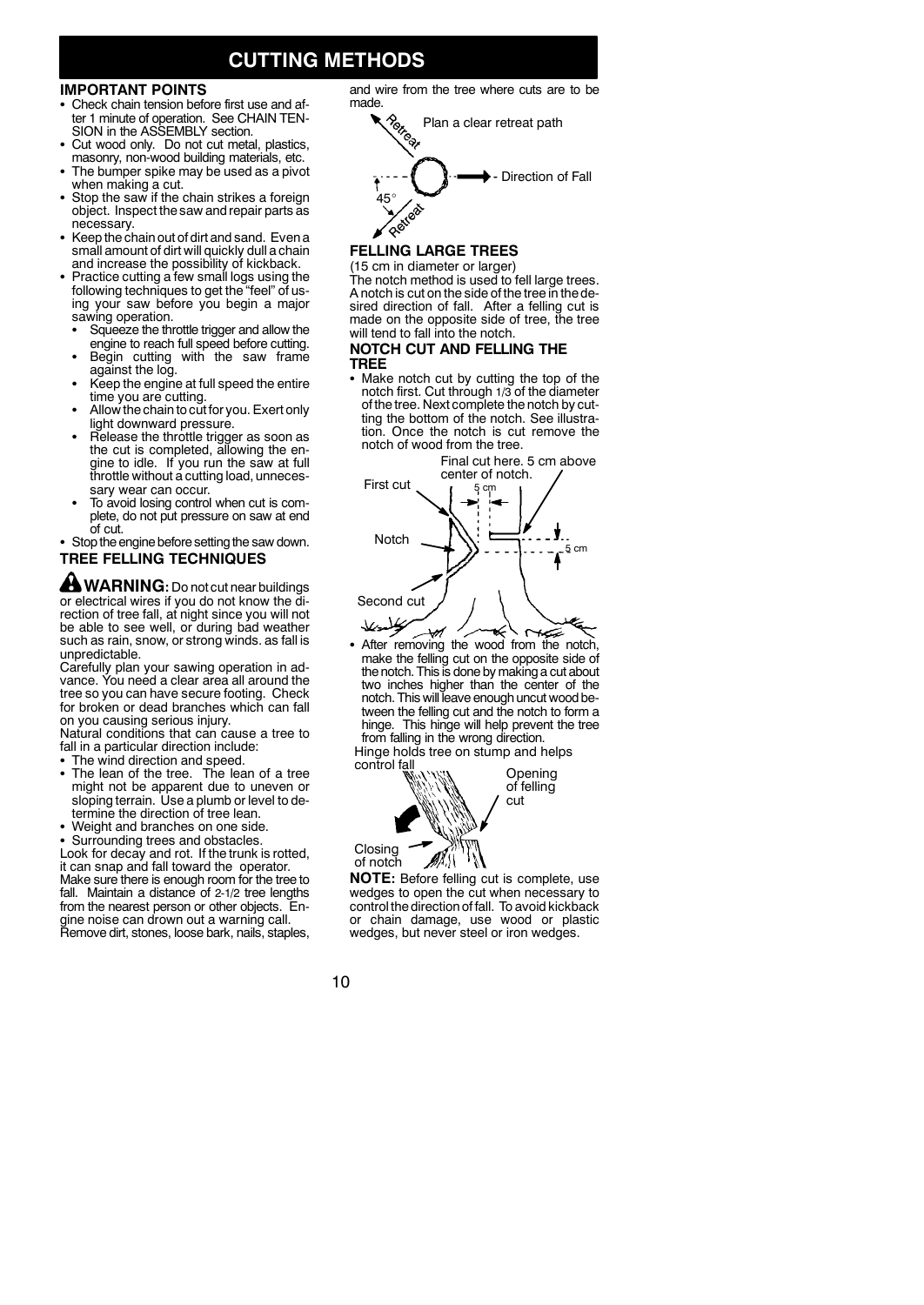# CUTTING METHODS

## IMPORTANT POINTS

- Check chain tension before first use and after 1 minute of operation. See CHAIN TENSION in the ASSEMBLY section.
- Cut wood only. Do not cut metal, plastics, masonry, non-wood building materials, etc.
- The bumper spike may be used as a pivot when making a cut.
- Stop the saw if the chain strikes a foreign object. Inspect the saw and repair parts as necessary.
- Keep the chain out of dirt and sand. Even a small amount of dirt will quickly dull a chain and increase the possibility of kickback.
- Practice cutting a few small logs using the following techniques to get the "feel" of using your saw before you begin a major sawing operation.
  - Squeeze the throttle trigger and allow the engine to reach full speed before cutting.
  - Begin cutting with the saw frame against the log.
  - Keep the engine at full speed the entire time you are cutting.
  - Allow the chain to cut for you. Exert only light downward pressure.
  - Release the throttle trigger as soon as the cut is completed, allowing the engine to idle. If you run the saw at full throttle without a cutting load, unnecessary wear can occur.
  - To avoid losing control when cut is complete, do not put pressure on saw at end of cut.
- Stop the engine before setting the saw down.

## TREE FELLING TECHNIQUES

**WARNING:** Do not cut near buildings or electrical wires if you do not know the direction of tree fall, at night since you will not be able to see well, or during bad weather such as rain, snow, or strong winds. as fall is unpredictable.

Carefully plan your sawing operation in advance. You need a clear area all around the tree so you can have secure footing. Check for broken or dead branches which can fall on you causing serious injury.

Natural conditions that can cause a tree to fall in a particular direction include:

- The wind direction and speed.
- The lean of the tree. The lean of a tree might not be apparent due to uneven or sloping terrain. Use a plumb or level to determine the direction of tree lean.
- Weight and branches on one side.
- Surrounding trees and obstacles.

Look for decay and rot. If the trunk is rotted, it can snap and fall toward the operator.

Make sure there is enough room for the tree to fall. Maintain a distance of 2-1/2 tree lengths from the nearest person or other objects. Engine noise can drown out a warning call.

Remove dirt, stones, loose bark, nails, staples, and wire from the tree where cuts are to be made.

Plan a clear retreat path

Retreat

Direction of Fall

45°

Retreat

## FELLING LARGE TREES

(15 cm in diameter or larger)

The notch method is used to fell large trees. A notch is cut on the side of the tree in the desired direction of fall. After a felling cut is made on the opposite side of tree, the tree will tend to fall into the notch.

## NOTCH CUT AND FELLING THE TREE

- Make notch cut by cutting the top of the notch first. Cut through 1/3 of the diameter of the tree. Next complete the notch by cutting the bottom of the notch. See illustration. Once the notch is cut remove the notch of wood from the tree.

Final cut here. 5 cm above center of notch.

First cut

5 cm

Notch

5 cm

Second cut

- After removing the wood from the notch, make the felling cut on the opposite side of the notch. This is done by making a cut about two inches higher than the center of the notch. This will leave enough uncut wood between the felling cut and the notch to form a hinge. This hinge will help prevent the tree from falling in the wrong direction.

Hinge holds tree on stump and helps control fall

Opening of felling cut

Closing of notch

**NOTE:** Before felling cut is complete, use wedges to open the cut when necessary to control the direction of fall. To avoid kickback or chain damage, use wood or plastic wedges, but never steel or iron wedges.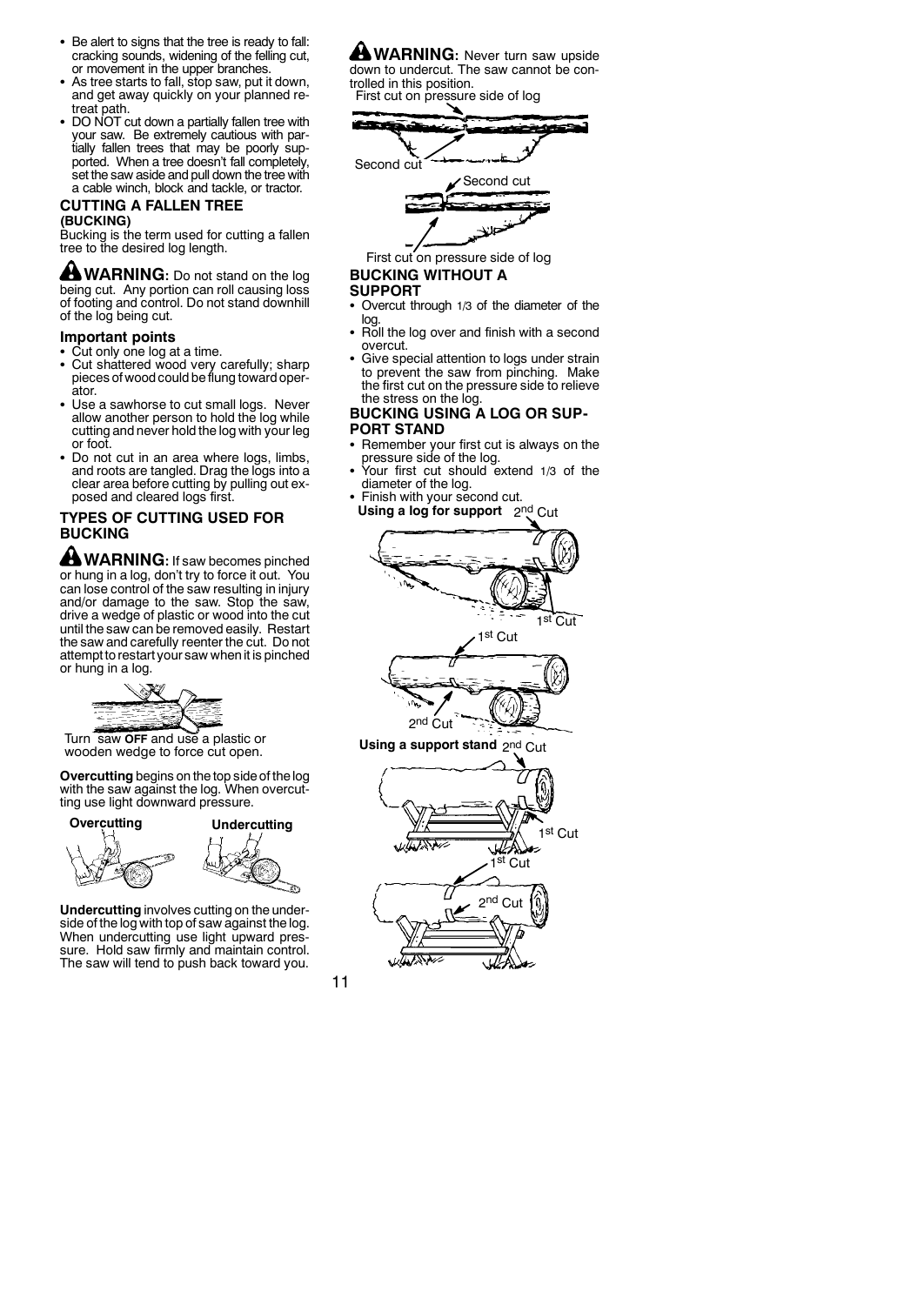- Be alert to signs that the tree is ready to fall: cracking sounds, widening of the felling cut, or movement in the upper branches.
- As tree starts to fall, stop saw, put it down, and get away quickly on your planned retreat path.
- DO NOT cut down a partially fallen tree with your saw. Be extremely cautious with partially fallen trees that may be poorly supported. When a tree doesn't fall completely, set the saw aside and pull down the tree with a cable winch, block and tackle, or tractor.

### CUTTING A FALLEN TREE (BUCKING)

Bucking is the term used for cutting a fallen tree to the desired log length.

**WARNING:** Do not stand on the log being cut. Any portion can roll causing loss of footing and control. Do not stand downhill of the log being cut.

#### Important points

- Cut only one log at a time.
- Cut shattered wood very carefully; sharp pieces of wood could be flung toward operator.
- Use a sawhorse to cut small logs. Never allow another person to hold the log while cutting and never hold the log with your leg or foot.
- Do not cut in an area where logs, limbs, and roots are tangled. Drag the logs into a clear area before cutting by pulling out exposed and cleared logs first.

### TYPES OF CUTTING USED FOR BUCKING

**WARNING:** If saw becomes pinched or hung in a log, don't try to force it out. You can lose control of the saw resulting in injury and/or damage to the saw. Stop the saw, drive a wedge of plastic or wood into the cut until the saw can be removed easily. Restart the saw and carefully reenter the cut. Do not attempt to restart your saw when it is pinched or hung in a log.

Turn saw **OFF** and use a plastic or wooden wedge to force cut open.

**Overcutting** begins on the top side of the log with the saw against the log. When overcutting use light downward pressure.

**Overcutting** **Undercutting**

**Undercutting** involves cutting on the underside of the log with top of saw against the log. When undercutting use light upward pressure. Hold saw firmly and maintain control. The saw will tend to push back toward you.

**WARNING:** Never turn saw upside down to undercut. The saw cannot be controlled in this position.

First cut on pressure side of log

Second cut

Second cut

First cut on pressure side of log

### BUCKING WITHOUT A SUPPORT

- Overcut through 1/3 of the diameter of the log.
- Roll the log over and finish with a second overcut.
- Give special attention to logs under strain to prevent the saw from pinching. Make the first cut on the pressure side to relieve the stress on the log.

### BUCKING USING A LOG OR SUPPORT STAND

- Remember your first cut is always on the pressure side of the log.
- Your first cut should extend 1/3 of the diameter of the log.
- Finish with your second cut.

**Using a log for support** 2nd Cut

1st Cut

1st Cut

2nd Cut

**Using a support stand** 2nd Cut

1st Cut

1st Cut

2nd Cut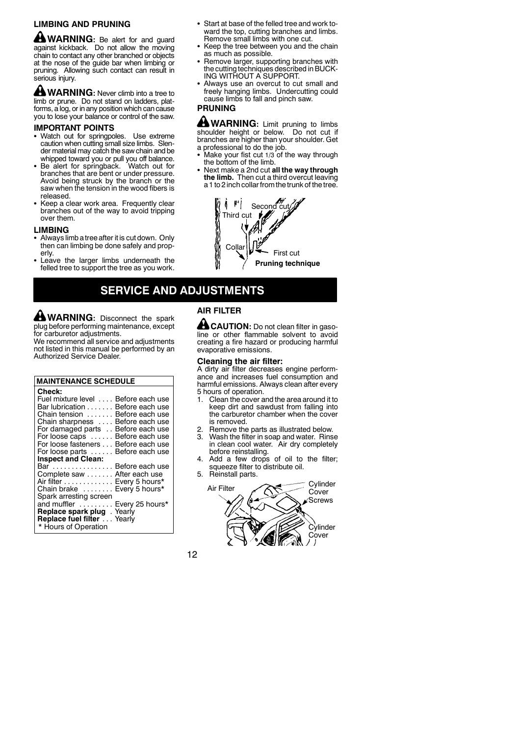## LIMBING AND PRUNING

**WARNING:** Be alert for and guard against kickback. Do not allow the moving chain to contact any other branched or objects at the nose of the guide bar when limbing or pruning. Allowing such contact can result in serious injury.

**WARNING:** Never climb into a tree to limb or prune. Do not stand on ladders, platforms, a log, or in any position which can cause you to lose your balance or control of the saw.

### IMPORTANT POINTS

- Watch out for springpoles. Use extreme caution when cutting small size limbs. Slender material may catch the saw chain and be whipped toward you or pull you off balance.
- Be alert for springback. Watch out for branches that are bent or under pressure. Avoid being struck by the branch or the saw when the tension in the wood fibers is released.
- Keep a clear work area. Frequently clear branches out of the way to avoid tripping over them.

### LIMBING

- Always limb a tree after it is cut down. Only then can limbing be done safely and properly.
- Leave the larger limbs underneath the felled tree to support the tree as you work.
- Start at base of the felled tree and work toward the top, cutting branches and limbs. Remove small limbs with one cut.
- Keep the tree between you and the chain as much as possible.
- Remove larger, supporting branches with the cutting techniques described in BUCKING WITHOUT A SUPPORT.
- Always use an overcut to cut small and freely hanging limbs. Undercutting could cause limbs to fall and pinch saw.

### PRUNING

**WARNING:** Limit pruning to limbs shoulder height or below. Do not cut if branches are higher than your shoulder. Get a professional to do the job.

- Make your fist cut 1/3 of the way through the bottom of the limb.
- Next make a 2nd cut **all the way through the limb.** Then cut a third overcut leaving a 1 to 2 inch collar from the trunk of the tree.

Second cut
Third cut
Collar
First cut

**Pruning technique**

# SERVICE AND ADJUSTMENTS

**WARNING:** Disconnect the spark plug before performing maintenance, except for carburetor adjustments.

We recommend all service and adjustments not listed in this manual be performed by an Authorized Service Dealer.

| MAINTENANCE SCHEDULE | |
|---|---|
| **Check:** | |
| Fuel mixture level | Before each use |
| Bar lubrication | Before each use |
| Chain tension | Before each use |
| Chain sharpness | Before each use |
| For damaged parts | Before each use |
| For loose caps | Before each use |
| For loose fasteners | Before each use |
| For loose parts | Before each use |
| **Inspect and Clean:** | |
| Bar | Before each use |
| Complete saw | After each use |
| Air filter | Every 5 hours* |
| Chain brake | Every 5 hours* |
| Spark arresting screen and muffler | Every 25 hours* |
| **Replace spark plug** | Yearly |
| **Replace fuel filter** | Yearly |
| * Hours of Operation | |

### AIR FILTER

**CAUTION:** Do not clean filter in gasoline or other flammable solvent to avoid creating a fire hazard or producing harmful evaporative emissions.

#### Cleaning the air filter:

A dirty air filter decreases engine performance and increases fuel consumption and harmful emissions. Always clean after every 5 hours of operation.

1. Clean the cover and the area around it to keep dirt and sawdust from falling into the carburetor chamber when the cover is removed.
2. Remove the parts as illustrated below.
3. Wash the filter in soap and water. Rinse in clean cool water. Air dry completely before reinstalling.
4. Add a few drops of oil to the filter; squeeze filter to distribute oil.
5. Reinstall parts.

Air Filter
Cylinder Cover Screws
Cylinder Cover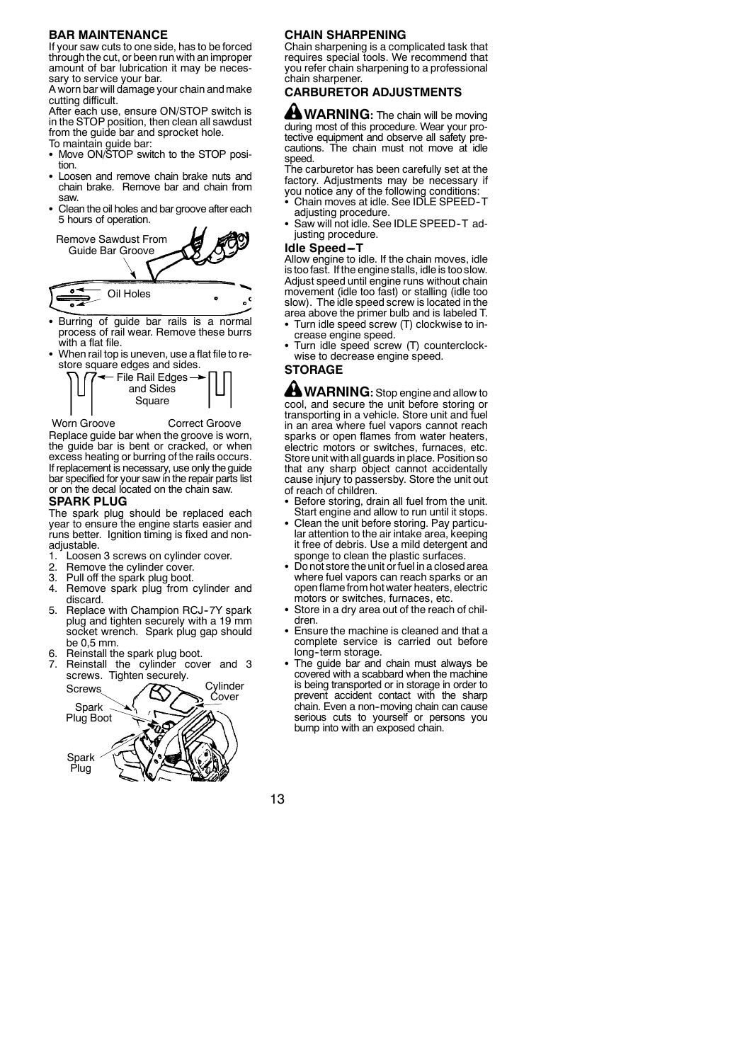## BAR MAINTENANCE

If your saw cuts to one side, has to be forced through the cut, or been run with an improper amount of bar lubrication it may be necessary to service your bar.

A worn bar will damage your chain and make cutting difficult.

After each use, ensure ON/STOP switch is in the STOP position, then clean all sawdust from the guide bar and sprocket hole.

To maintain guide bar:

- Move ON/STOP switch to the STOP position.
- Loosen and remove chain brake nuts and chain brake. Remove bar and chain from saw.
- Clean the oil holes and bar groove after each 5 hours of operation.

Remove Sawdust From Guide Bar Groove

Oil Holes

- Burring of guide bar rails is a normal process of rail wear. Remove these burrs with a flat file.
- When rail top is uneven, use a flat file to restore square edges and sides.

File Rail Edges and Sides Square

Worn Groove    Correct Groove

Replace guide bar when the groove is worn, the guide bar is bent or cracked, or when excess heating or burring of the rails occurs. If replacement is necessary, use only the guide bar specified for your saw in the repair parts list or on the decal located on the chain saw.

## SPARK PLUG

The spark plug should be replaced each year to ensure the engine starts easier and runs better. Ignition timing is fixed and non-adjustable.

1. Loosen 3 screws on cylinder cover.
2. Remove the cylinder cover.
3. Pull off the spark plug boot.
4. Remove spark plug from cylinder and discard.
5. Replace with Champion RCJ-7Y spark plug and tighten securely with a 19 mm socket wrench. Spark plug gap should be 0,5 mm.
6. Reinstall the spark plug boot.
7. Reinstall the cylinder cover and 3 screws. Tighten securely.

Screws    Cylinder Cover    Spark Plug Boot    Spark Plug

## CHAIN SHARPENING

Chain sharpening is a complicated task that requires special tools. We recommend that you refer chain sharpening to a professional chain sharpener.

## CARBURETOR ADJUSTMENTS

**WARNING:** The chain will be moving during most of this procedure. Wear your protective equipment and observe all safety precautions. The chain must not move at idle speed.

The carburetor has been carefully set at the factory. Adjustments may be necessary if you notice any of the following conditions:

- Chain moves at idle. See IDLE SPEED-T adjusting procedure.
- Saw will not idle. See IDLE SPEED-T adjusting procedure.

### Idle Speed – T

Allow engine to idle. If the chain moves, idle is too fast. If the engine stalls, idle is too slow. Adjust speed until engine runs without chain movement (idle too fast) or stalling (idle too slow). The idle speed screw is located in the area above the primer bulb and is labeled T.

- Turn idle speed screw (T) clockwise to increase engine speed.
- Turn idle speed screw (T) counterclockwise to decrease engine speed.

## STORAGE

**WARNING:** Stop engine and allow to cool, and secure the unit before storing or transporting in a vehicle. Store unit and fuel in an area where fuel vapors cannot reach sparks or open flames from water heaters, electric motors or switches, furnaces, etc. Store unit with all guards in place. Position so that any sharp object cannot accidentally cause injury to passersby. Store the unit out of reach of children.

- Before storing, drain all fuel from the unit. Start engine and allow to run until it stops.
- Clean the unit before storing. Pay particular attention to the air intake area, keeping it free of debris. Use a mild detergent and sponge to clean the plastic surfaces.
- Do not store the unit or fuel in a closed area where fuel vapors can reach sparks or an open flame from hot water heaters, electric motors or switches, furnaces, etc.
- Store in a dry area out of the reach of children.
- Ensure the machine is cleaned and that a complete service is carried out before long-term storage.
- The guide bar and chain must always be covered with a scabbard when the machine is being transported or in storage in order to prevent accident contact with the sharp chain. Even a non-moving chain can cause serious cuts to yourself or persons you bump into with an exposed chain.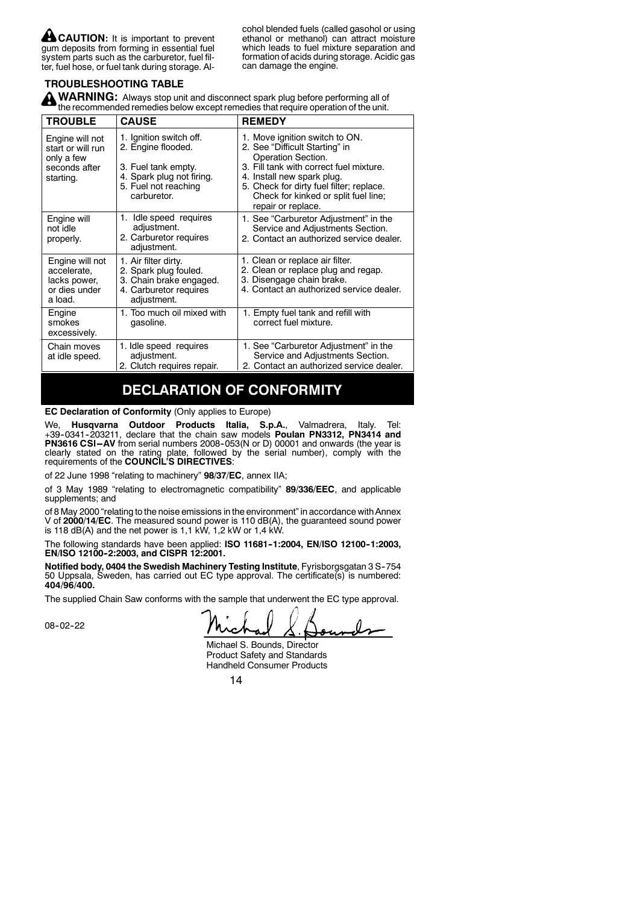**CAUTION:** It is important to prevent gum deposits from forming in essential fuel system parts such as the carburetor, fuel filter, fuel hose, or fuel tank during storage. Alcohol blended fuels (called gasohol or using ethanol or methanol) can attract moisture which leads to fuel mixture separation and formation of acids during storage. Acidic gas can damage the engine.

### TROUBLESHOOTING TABLE

**WARNING:** Always stop unit and disconnect spark plug before performing all of the recommended remedies below except remedies that require operation of the unit.

| TROUBLE | CAUSE | REMEDY |
|---|---|---|
| Engine will not start or will run only a few seconds after starting. | 1. Ignition switch off.<br>2. Engine flooded.<br>3. Fuel tank empty.<br>4. Spark plug not firing.<br>5. Fuel not reaching carburetor. | 1. Move ignition switch to ON.<br>2. See "Difficult Starting" in Operation Section.<br>3. Fill tank with correct fuel mixture.<br>4. Install new spark plug.<br>5. Check for dirty fuel filter; replace. Check for kinked or split fuel line; repair or replace. |
| Engine will not idle properly. | 1. Idle speed requires adjustment.<br>2. Carburetor requires adjustment. | 1. See "Carburetor Adjustment" in the Service and Adjustments Section.<br>2. Contact an authorized service dealer. |
| Engine will not accelerate, lacks power, or dies under a load. | 1. Air filter dirty.<br>2. Spark plug fouled.<br>3. Chain brake engaged.<br>4. Carburetor requires adjustment. | 1. Clean or replace air filter.<br>2. Clean or replace plug and regap.<br>3. Disengage chain brake.<br>4. Contact an authorized service dealer. |
| Engine smokes excessively. | 1. Too much oil mixed with gasoline. | 1. Empty fuel tank and refill with correct fuel mixture. |
| Chain moves at idle speed. | 1. Idle speed requires adjustment.<br>2. Clutch requires repair. | 1. See "Carburetor Adjustment" in the Service and Adjustments Section.<br>2. Contact an authorized service dealer. |

## DECLARATION OF CONFORMITY

**EC Declaration of Conformity** (Only applies to Europe)

We, **Husqvarna Outdoor Products Italia, S.p.A.**, Valmadrera, Italy. Tel: +39-0341-203211, declare that the chain saw models **Poulan PN3312, PN3414 and PN3616 CSI--AV** from serial numbers 2008-053(N or D) 00001 and onwards (the year is clearly stated on the rating plate, followed by the serial number), comply with the requirements of the **COUNCIL'S DIRECTIVES**:

of 22 June 1998 "relating to machinery" **98/37/EC**, annex IIA;

of 3 May 1989 "relating to electromagnetic compatibility" **89/336/EEC**, and applicable supplements; and

of 8 May 2000 "relating to the noise emissions in the environment" in accordance with Annex V of **2000/14/EC**. The measured sound power is 110 dB(A), the guaranteed sound power is 118 dB(A) and the net power is 1,1 kW, 1,2 kW or 1,4 kW.

The following standards have been applied: **ISO 11681-1:2004, EN/ISO 12100-1:2003, EN/ISO 12100-2:2003, and CISPR 12:2001.**

**Notified body, 0404 the Swedish Machinery Testing Institute**, Fyrisborgsgatan 3 S-754 50 Uppsala, Sweden, has carried out EC type approval. The certificate(s) is numbered: **404/96/400.**

The supplied Chain Saw conforms with the sample that underwent the EC type approval.

08-02-22

Michael S. Bounds, Director
Product Safety and Standards
Handheld Consumer Products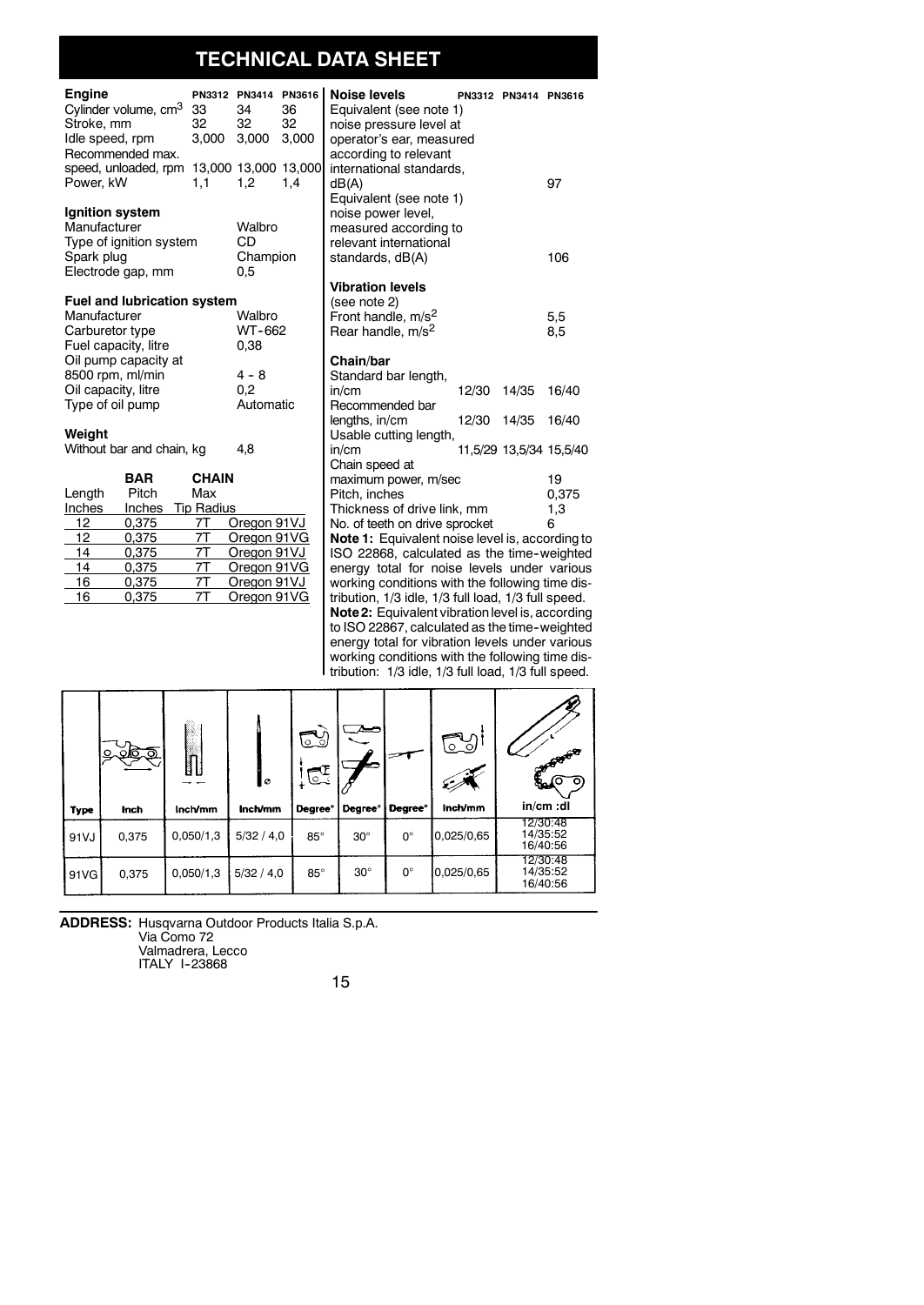# TECHNICAL DATA SHEET

| Engine | PN3312 | PN3414 | PN3616 |
|---|---|---|---|
| Cylinder volume, $cm^3$ | 33 | 34 | 36 |
| Stroke, mm | 32 | 32 | 32 |
| Idle speed, rpm | 3,000 | 3,000 | 3,000 |
| Recommended max. speed, unloaded, rpm | 13,000 | 13,000 | 13,000 |
| Power, kW | 1,1 | 1,2 | 1,4 |

**Ignition system**

| | |
|---|---|
| Manufacturer | Walbro |
| Type of ignition system | CD |
| Spark plug | Champion |
| Electrode gap, mm | 0,5 |

**Fuel and lubrication system**

| | |
|---|---|
| Manufacturer | Walbro |
| Carburetor type | WT-662 |
| Fuel capacity, litre | 0,38 |
| Oil pump capacity at 8500 rpm, ml/min | 4 - 8 |
| Oil capacity, litre | 0,2 |
| Type of oil pump | Automatic |

**Weight**

| | |
|---|---|
| Without bar and chain, kg | 4,8 |

| BAR Length Inches | BAR Pitch Inches | CHAIN Max Tip Radius | |
|---|---|---|---|
| 12 | 0,375 | 7T | Oregon 91VJ |
| 12 | 0,375 | 7T | Oregon 91VG |
| 14 | 0,375 | 7T | Oregon 91VJ |
| 14 | 0,375 | 7T | Oregon 91VG |
| 16 | 0,375 | 7T | Oregon 91VJ |
| 16 | 0,375 | 7T | Oregon 91VG |

| Noise levels | PN3312 | PN3414 | PN3616 |
|---|---|---|---|
| Equivalent (see note 1) noise pressure level at operator's ear, measured according to relevant international standards, dB(A) | | | 97 |
| Equivalent (see note 1) noise power level, measured according to relevant international standards, dB(A) | | | 106 |
| **Vibration levels** (see note 2) | | | |
| Front handle, $m/s^2$ | | | 5,5 |
| Rear handle, $m/s^2$ | | | 8,5 |
| **Chain/bar** | | | |
| Standard bar length, in/cm | 12/30 | 14/35 | 16/40 |
| Recommended bar lengths, in/cm | 12/30 | 14/35 | 16/40 |
| Usable cutting length, in/cm | 11,5/29 | 13,5/34 | 15,5/40 |
| Chain speed at maximum power, m/sec | | | 19 |
| Pitch, inches | | | 0,375 |
| Thickness of drive link, mm | | | 1,3 |
| No. of teeth on drive sprocket | | | 6 |

**Note 1:** Equivalent noise level is, according to ISO 22868, calculated as the time-weighted energy total for noise levels under various working conditions with the following time distribution, 1/3 idle, 1/3 full load, 1/3 full speed.

**Note 2:** Equivalent vibration level is, according to ISO 22867, calculated as the time-weighted energy total for vibration levels under various working conditions with the following time distribution: 1/3 idle, 1/3 full load, 1/3 full speed.

| Type | Inch | Inch/mm | Inch/mm | Degree° | Degree° | Degree° | Inch/mm | in/cm :dl |
|---|---|---|---|---|---|---|---|---|
| 91VJ | 0,375 | 0,050/1,3 | 5/32 / 4,0 | 85° | 30° | 0° | 0,025/0,65 | 12/30:48<br>14/35:52<br>16/40:56 |
| 91VG | 0,375 | 0,050/1,3 | 5/32 / 4,0 | 85° | 30° | 0° | 0,025/0,65 | 12/30:48<br>14/35:52<br>16/40:56 |

**ADDRESS:** Husqvarna Outdoor Products Italia S.p.A.
Via Como 72
Valmadrera, Lecco
ITALY I-23868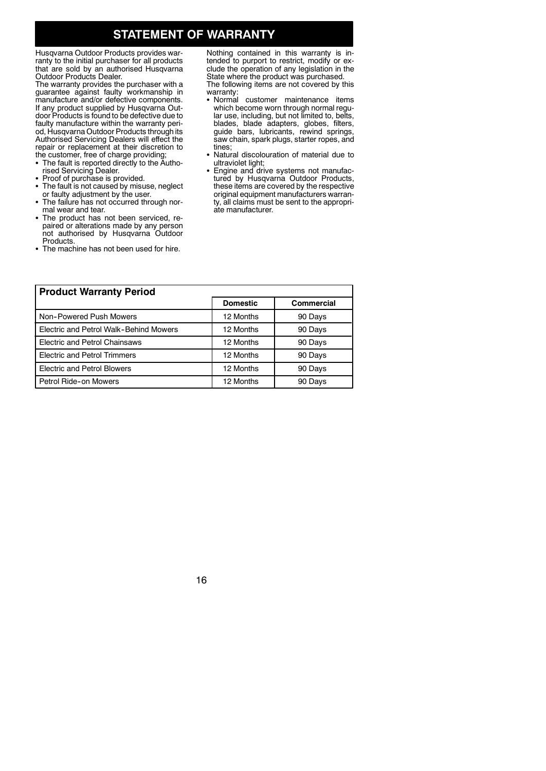# STATEMENT OF WARRANTY

Husqvarna Outdoor Products provides warranty to the initial purchaser for all products that are sold by an authorised Husqvarna Outdoor Products Dealer.

The warranty provides the purchaser with a guarantee against faulty workmanship in manufacture and/or defective components. If any product supplied by Husqvarna Outdoor Products is found to be defective due to faulty manufacture within the warranty period, Husqvarna Outdoor Products through its Authorised Servicing Dealers will effect the repair or replacement at their discretion to the customer, free of charge providing;

- The fault is reported directly to the Authorised Servicing Dealer.
- Proof of purchase is provided.
- The fault is not caused by misuse, neglect or faulty adjustment by the user.
- The failure has not occurred through normal wear and tear.
- The product has not been serviced, repaired or alterations made by any person not authorised by Husqvarna Outdoor Products.
- The machine has not been used for hire.

Nothing contained in this warranty is intended to purport to restrict, modify or exclude the operation of any legislation in the State where the product was purchased.

The following items are not covered by this warranty:

- Normal customer maintenance items which become worn through normal regular use, including, but not limited to, belts, blades, blade adapters, globes, filters, guide bars, lubricants, rewind springs, saw chain, spark plugs, starter ropes, and tines;
- Natural discolouration of material due to ultraviolet light;
- Engine and drive systems not manufactured by Husqvarna Outdoor Products, these items are covered by the respective original equipment manufacturers warranty, all claims must be sent to the appropriate manufacturer.

| Product Warranty Period | Domestic | Commercial |
|---|---|---|
| Non-Powered Push Mowers | 12 Months | 90 Days |
| Electric and Petrol Walk-Behind Mowers | 12 Months | 90 Days |
| Electric and Petrol Chainsaws | 12 Months | 90 Days |
| Electric and Petrol Trimmers | 12 Months | 90 Days |
| Electric and Petrol Blowers | 12 Months | 90 Days |
| Petrol Ride-on Mowers | 12 Months | 90 Days |